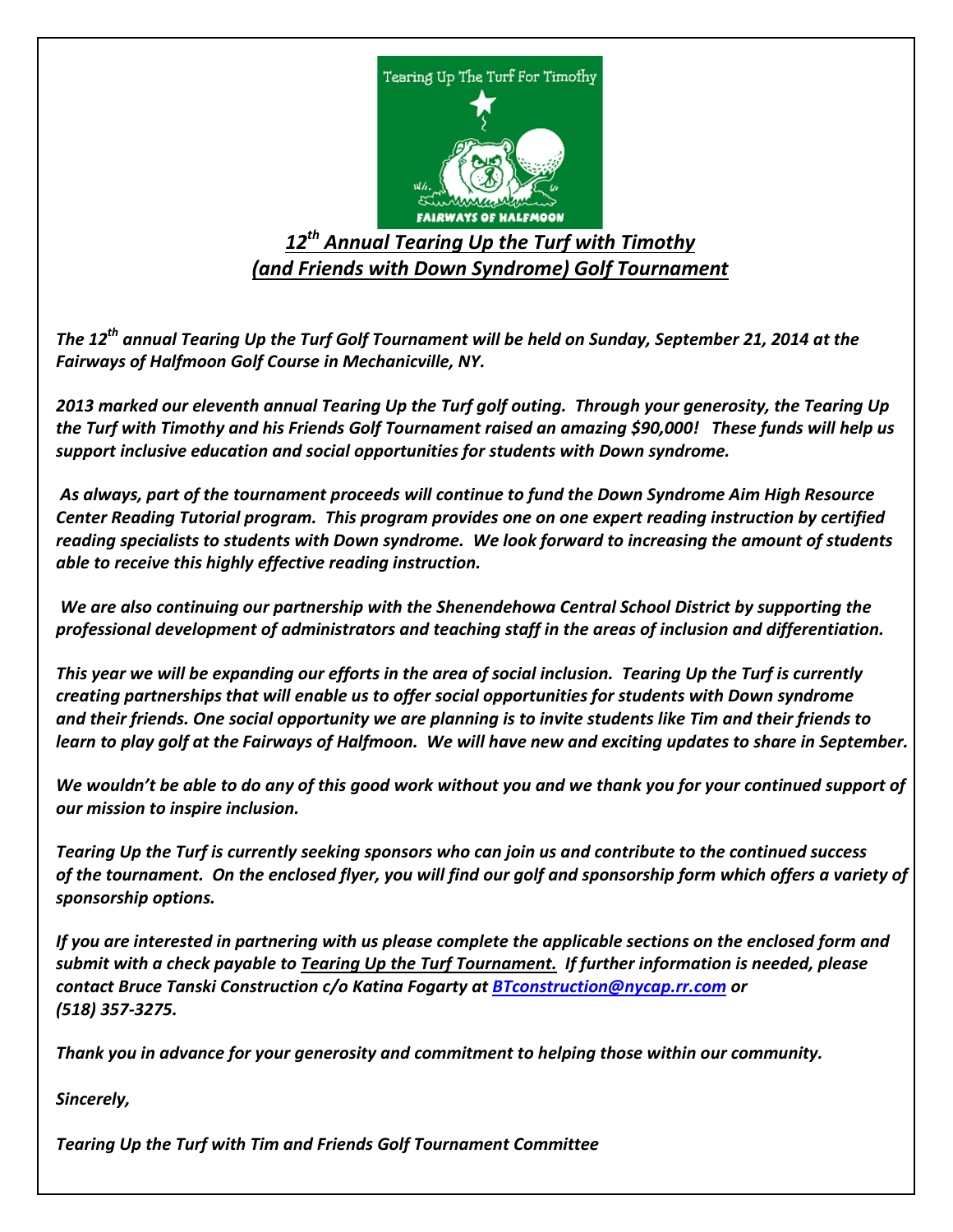Tearing Up The Turf For Timothy

FAIRWAYS OF HALFMOON

## *12th Annual Tearing Up the Turf with Timothy (and Friends with Down Syndrome) Golf Tournament*

***The 12th annual Tearing Up the Turf Golf Tournament will be held on Sunday, September 21, 2014 at the Fairways of Halfmoon Golf Course in Mechanicville, NY.***

***2013 marked our eleventh annual Tearing Up the Turf golf outing. Through your generosity, the Tearing Up the Turf with Timothy and his Friends Golf Tournament raised an amazing $90,000! These funds will help us support inclusive education and social opportunities for students with Down syndrome.***

***As always, part of the tournament proceeds will continue to fund the Down Syndrome Aim High Resource Center Reading Tutorial program. This program provides one on one expert reading instruction by certified reading specialists to students with Down syndrome. We look forward to increasing the amount of students able to receive this highly effective reading instruction.***

***We are also continuing our partnership with the Shenendehowa Central School District by supporting the professional development of administrators and teaching staff in the areas of inclusion and differentiation.***

***This year we will be expanding our efforts in the area of social inclusion. Tearing Up the Turf is currently creating partnerships that will enable us to offer social opportunities for students with Down syndrome and their friends. One social opportunity we are planning is to invite students like Tim and their friends to learn to play golf at the Fairways of Halfmoon. We will have new and exciting updates to share in September.***

***We wouldn't be able to do any of this good work without you and we thank you for your continued support of our mission to inspire inclusion.***

***Tearing Up the Turf is currently seeking sponsors who can join us and contribute to the continued success of the tournament. On the enclosed flyer, you will find our golf and sponsorship form which offers a variety of sponsorship options.***

***If you are interested in partnering with us please complete the applicable sections on the enclosed form and submit with a check payable to Tearing Up the Turf Tournament. If further information is needed, please contact Bruce Tanski Construction c/o Katina Fogarty at BTconstruction@nycap.rr.com or (518) 357-3275.***

***Thank you in advance for your generosity and commitment to helping those within our community.***

***Sincerely,***

***Tearing Up the Turf with Tim and Friends Golf Tournament Committee***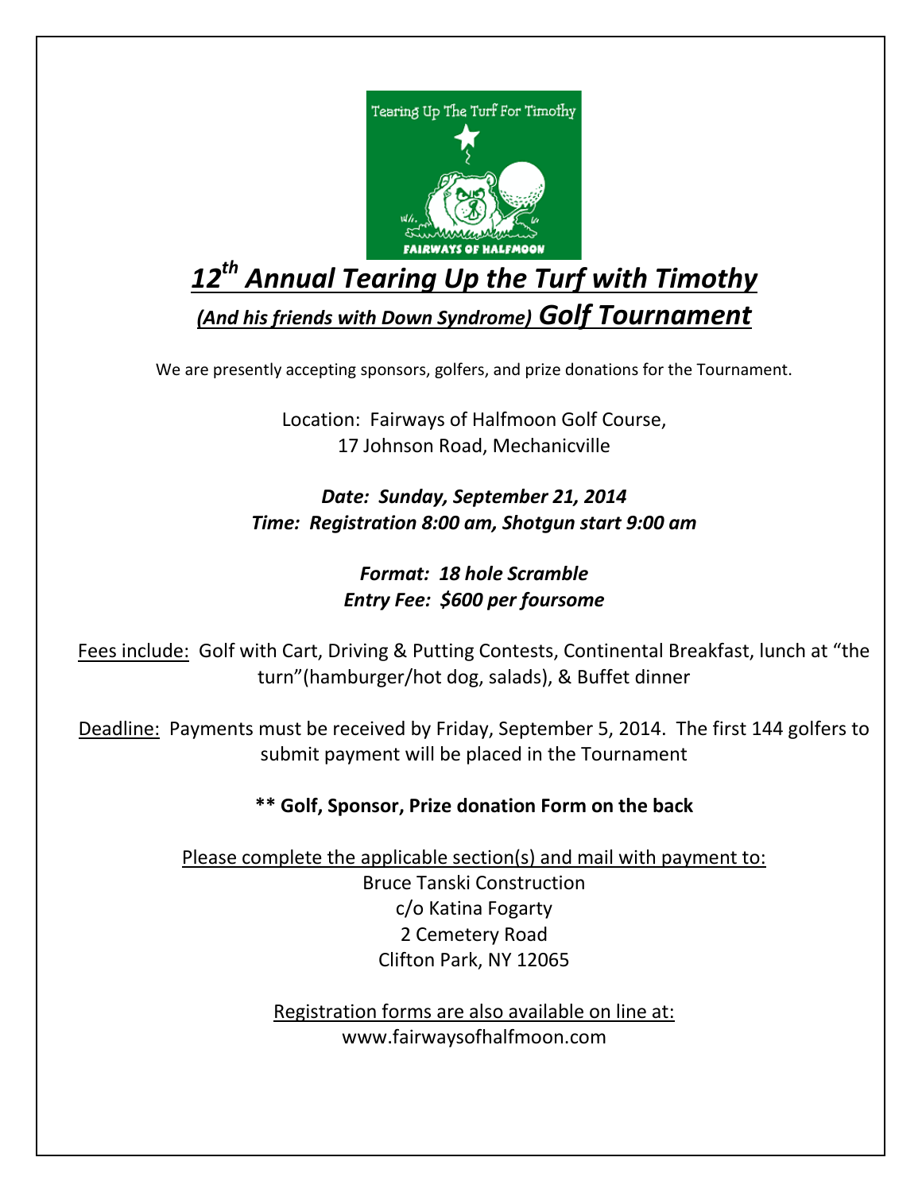# *12th Annual Tearing Up the Turf with Timothy*

## *(And his friends with Down Syndrome) Golf Tournament*

We are presently accepting sponsors, golfers, and prize donations for the Tournament.

Location: Fairways of Halfmoon Golf Course,
17 Johnson Road, Mechanicville

***Date: Sunday, September 21, 2014***
***Time: Registration 8:00 am, Shotgun start 9:00 am***

***Format: 18 hole Scramble***
***Entry Fee: $600 per foursome***

Fees include: Golf with Cart, Driving & Putting Contests, Continental Breakfast, lunch at "the turn"(hamburger/hot dog, salads), & Buffet dinner

Deadline: Payments must be received by Friday, September 5, 2014. The first 144 golfers to submit payment will be placed in the Tournament

**** Golf, Sponsor, Prize donation Form on the back**

Please complete the applicable section(s) and mail with payment to:
Bruce Tanski Construction
c/o Katina Fogarty
2 Cemetery Road
Clifton Park, NY 12065

Registration forms are also available on line at:
www.fairwaysofhalfmoon.com